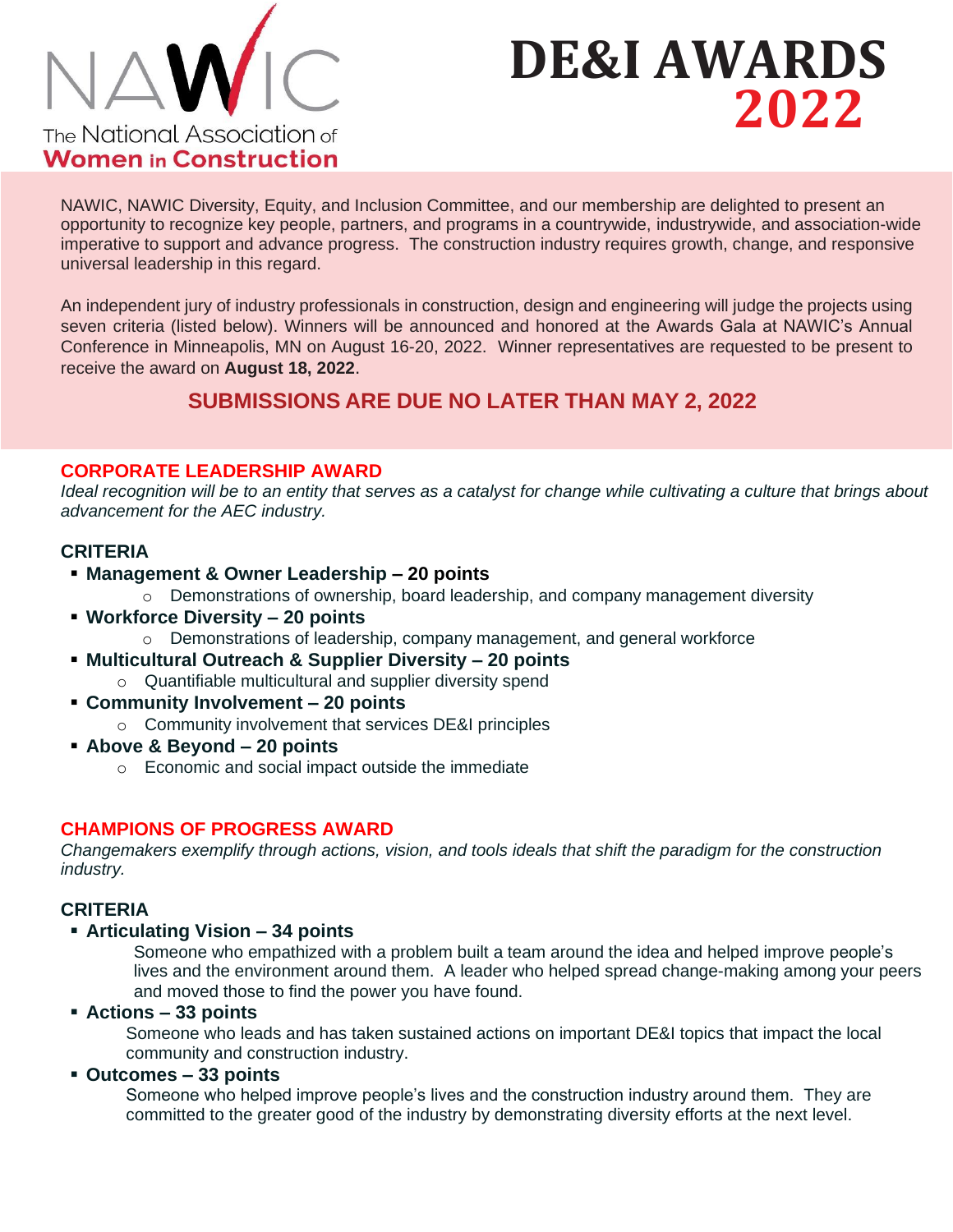NAWIC

The National Association of **Women in Construction**

# DE&I AWARDS 2022

NAWIC, NAWIC Diversity, Equity, and Inclusion Committee, and our membership are delighted to present an opportunity to recognize key people, partners, and programs in a countrywide, industrywide, and association-wide imperative to support and advance progress. The construction industry requires growth, change, and responsive universal leadership in this regard.

An independent jury of industry professionals in construction, design and engineering will judge the projects using seven criteria (listed below). Winners will be announced and honored at the Awards Gala at NAWIC's Annual Conference in Minneapolis, MN on August 16-20, 2022. Winner representatives are requested to be present to receive the award on **August 18, 2022**.

**SUBMISSIONS ARE DUE NO LATER THAN MAY 2, 2022**

## CORPORATE LEADERSHIP AWARD

*Ideal recognition will be to an entity that serves as a catalyst for change while cultivating a culture that brings about advancement for the AEC industry.*

### CRITERIA

- **Management & Owner Leadership – 20 points**
  - Demonstrations of ownership, board leadership, and company management diversity
- **Workforce Diversity – 20 points**
  - Demonstrations of leadership, company management, and general workforce
- **Multicultural Outreach & Supplier Diversity – 20 points**
  - Quantifiable multicultural and supplier diversity spend
- **Community Involvement – 20 points**
  - Community involvement that services DE&I principles
- **Above & Beyond – 20 points**
  - Economic and social impact outside the immediate

## CHAMPIONS OF PROGRESS AWARD

*Changemakers exemplify through actions, vision, and tools ideals that shift the paradigm for the construction industry.*

### CRITERIA

- **Articulating Vision – 34 points**

  Someone who empathized with a problem built a team around the idea and helped improve people's lives and the environment around them. A leader who helped spread change-making among your peers and moved those to find the power you have found.
- **Actions – 33 points**

  Someone who leads and has taken sustained actions on important DE&I topics that impact the local community and construction industry.
- **Outcomes – 33 points**

  Someone who helped improve people's lives and the construction industry around them. They are committed to the greater good of the industry by demonstrating diversity efforts at the next level.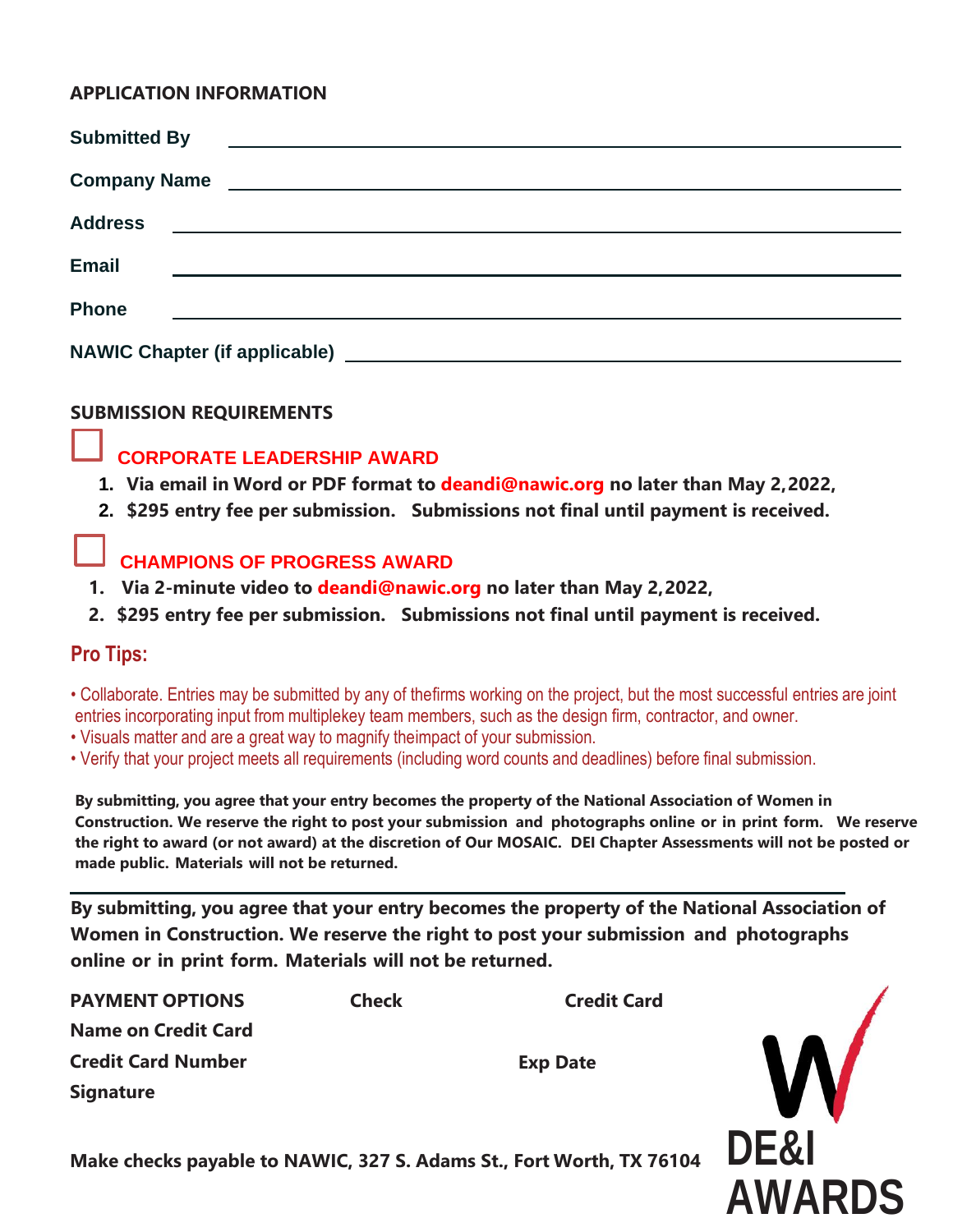## APPLICATION INFORMATION

**Submitted By** \_\_\_\_\_\_\_\_\_\_\_\_\_\_\_\_\_\_\_\_\_\_\_\_\_\_\_\_\_\_\_\_\_\_\_\_\_\_\_\_

**Company Name** \_\_\_\_\_\_\_\_\_\_\_\_\_\_\_\_\_\_\_\_\_\_\_\_\_\_\_\_\_\_\_\_\_\_\_\_\_\_\_\_

**Address** \_\_\_\_\_\_\_\_\_\_\_\_\_\_\_\_\_\_\_\_\_\_\_\_\_\_\_\_\_\_\_\_\_\_\_\_\_\_\_\_

**Email** \_\_\_\_\_\_\_\_\_\_\_\_\_\_\_\_\_\_\_\_\_\_\_\_\_\_\_\_\_\_\_\_\_\_\_\_\_\_\_\_

**Phone** \_\_\_\_\_\_\_\_\_\_\_\_\_\_\_\_\_\_\_\_\_\_\_\_\_\_\_\_\_\_\_\_\_\_\_\_\_\_\_\_

**NAWIC Chapter (if applicable)** \_\_\_\_\_\_\_\_\_\_\_\_\_\_\_\_\_\_\_\_\_\_\_\_\_\_\_\_\_\_\_\_

## SUBMISSION REQUIREMENTS

☐ **CORPORATE LEADERSHIP AWARD**

1. **Via email in Word or PDF format to deandi@nawic.org no later than May 2, 2022,**
2. **$295 entry fee per submission. Submissions not final until payment is received.**

☐ **CHAMPIONS OF PROGRESS AWARD**

1. **Via 2-minute video to deandi@nawic.org no later than May 2, 2022,**
2. **$295 entry fee per submission. Submissions not final until payment is received.**

## Pro Tips:

- Collaborate. Entries may be submitted by any of thefirms working on the project, but the most successful entries are joint entries incorporating input from multiplekey team members, such as the design firm, contractor, and owner.
- Visuals matter and are a great way to magnify theimpact of your submission.
- Verify that your project meets all requirements (including word counts and deadlines) before final submission.

**By submitting, you agree that your entry becomes the property of the National Association of Women in Construction. We reserve the right to post your submission and photographs online or in print form. We reserve the right to award (or not award) at the discretion of Our MOSAIC. DEI Chapter Assessments will not be posted or made public. Materials will not be returned.**

---

**By submitting, you agree that your entry becomes the property of the National Association of Women in Construction. We reserve the right to post your submission and photographs online or in print form. Materials will not be returned.**

**PAYMENT OPTIONS** **Check** **Credit Card**

**Name on Credit Card**

**Credit Card Number** **Exp Date**

**Signature**

**Make checks payable to NAWIC, 327 S. Adams St., Fort Worth, TX 76104**

**DE&I AWARDS**